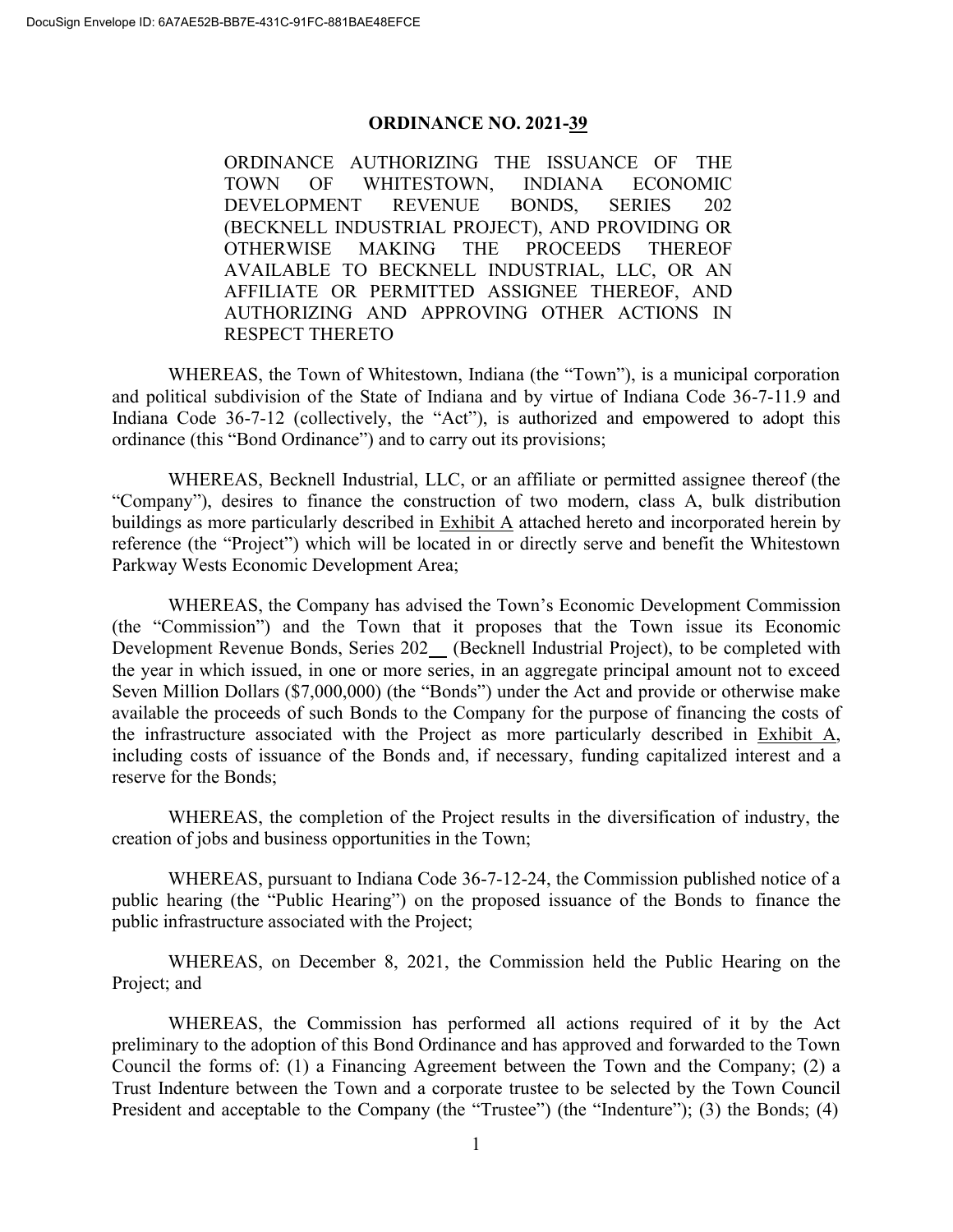## ORDINANCE NO. 2021-39

ORDINANCE AUTHORIZING THE ISSUANCE OF THE TOWN OF WHITESTOWN, INDIANA ECONOMIC DEVELOPMENT REVENUE BONDS, SERIES 202 (BECKNELL INDUSTRIAL PROJECT), AND PROVIDING OR OTHERWISE MAKING THE PROCEEDS THEREOF AVAILABLE TO BECKNELL INDUSTRIAL, LLC, OR AN AFFILIATE OR PERMITTED ASSIGNEE THEREOF, AND AUTHORIZING AND APPROVING OTHER ACTIONS IN RESPECT THERETO

WHEREAS, the Town of Whitestown, Indiana (the "Town"), is a municipal corporation and political subdivision of the State of Indiana and by virtue of Indiana Code 36-7-11.9 and Indiana Code 36-7-12 (collectively, the "Act"), is authorized and empowered to adopt this ordinance (this "Bond Ordinance") and to carry out its provisions;

WHEREAS, Becknell Industrial, LLC, or an affiliate or permitted assignee thereof (the "Company"), desires to finance the construction of two modern, class A, bulk distribution buildings as more particularly described in Exhibit A attached hereto and incorporated herein by reference (the "Project") which will be located in or directly serve and benefit the Whitestown Parkway Wests Economic Development Area;

WHEREAS, the Company has advised the Town's Economic Development Commission (the "Commission") and the Town that it proposes that the Town issue its Economic Development Revenue Bonds, Series 202__ (Becknell Industrial Project), to be completed with the year in which issued, in one or more series, in an aggregate principal amount not to exceed Seven Million Dollars ($7,000,000) (the "Bonds") under the Act and provide or otherwise make available the proceeds of such Bonds to the Company for the purpose of financing the costs of the infrastructure associated with the Project as more particularly described in Exhibit A, including costs of issuance of the Bonds and, if necessary, funding capitalized interest and a reserve for the Bonds;

WHEREAS, the completion of the Project results in the diversification of industry, the creation of jobs and business opportunities in the Town;

WHEREAS, pursuant to Indiana Code 36-7-12-24, the Commission published notice of a public hearing (the "Public Hearing") on the proposed issuance of the Bonds to finance the public infrastructure associated with the Project;

WHEREAS, on December 8, 2021, the Commission held the Public Hearing on the Project; and

WHEREAS, the Commission has performed all actions required of it by the Act preliminary to the adoption of this Bond Ordinance and has approved and forwarded to the Town Council the forms of: (1) a Financing Agreement between the Town and the Company; (2) a Trust Indenture between the Town and a corporate trustee to be selected by the Town Council President and acceptable to the Company (the "Trustee") (the "Indenture"); (3) the Bonds; (4)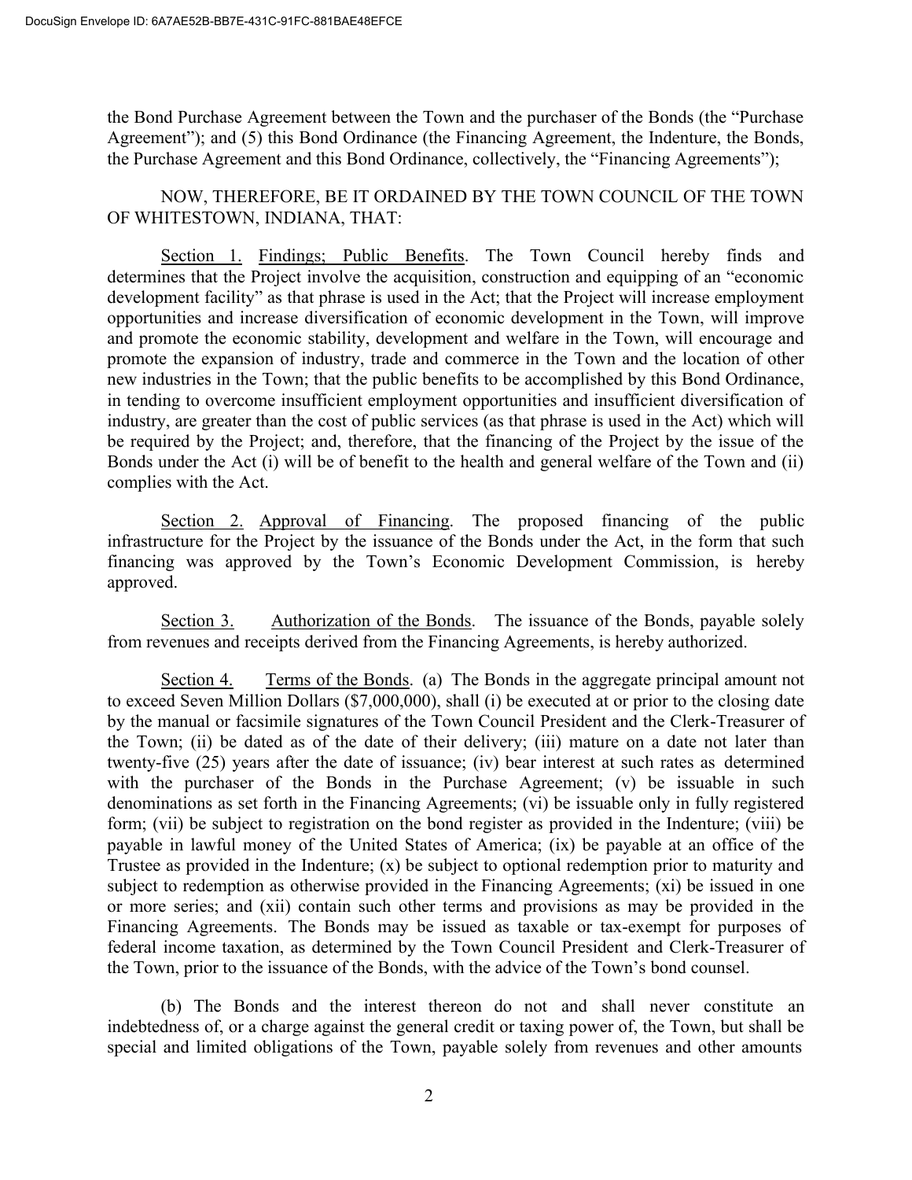the Bond Purchase Agreement between the Town and the purchaser of the Bonds (the "Purchase Agreement"); and (5) this Bond Ordinance (the Financing Agreement, the Indenture, the Bonds, the Purchase Agreement and this Bond Ordinance, collectively, the "Financing Agreements");

NOW, THEREFORE, BE IT ORDAINED BY THE TOWN COUNCIL OF THE TOWN OF WHITESTOWN, INDIANA, THAT:

Section 1. Findings; Public Benefits. The Town Council hereby finds and determines that the Project involve the acquisition, construction and equipping of an "economic development facility" as that phrase is used in the Act; that the Project will increase employment opportunities and increase diversification of economic development in the Town, will improve and promote the economic stability, development and welfare in the Town, will encourage and promote the expansion of industry, trade and commerce in the Town and the location of other new industries in the Town; that the public benefits to be accomplished by this Bond Ordinance, in tending to overcome insufficient employment opportunities and insufficient diversification of industry, are greater than the cost of public services (as that phrase is used in the Act) which will be required by the Project; and, therefore, that the financing of the Project by the issue of the Bonds under the Act (i) will be of benefit to the health and general welfare of the Town and (ii) complies with the Act.

Section 2. Approval of Financing. The proposed financing of the public infrastructure for the Project by the issuance of the Bonds under the Act, in the form that such financing was approved by the Town's Economic Development Commission, is hereby approved.

Section 3. Authorization of the Bonds. The issuance of the Bonds, payable solely from revenues and receipts derived from the Financing Agreements, is hereby authorized.

Section 4. Terms of the Bonds. (a) The Bonds in the aggregate principal amount not to exceed Seven Million Dollars ($7,000,000), shall (i) be executed at or prior to the closing date by the manual or facsimile signatures of the Town Council President and the Clerk-Treasurer of the Town; (ii) be dated as of the date of their delivery; (iii) mature on a date not later than twenty-five (25) years after the date of issuance; (iv) bear interest at such rates as determined with the purchaser of the Bonds in the Purchase Agreement; (v) be issuable in such denominations as set forth in the Financing Agreements; (vi) be issuable only in fully registered form; (vii) be subject to registration on the bond register as provided in the Indenture; (viii) be payable in lawful money of the United States of America; (ix) be payable at an office of the Trustee as provided in the Indenture; (x) be subject to optional redemption prior to maturity and subject to redemption as otherwise provided in the Financing Agreements; (xi) be issued in one or more series; and (xii) contain such other terms and provisions as may be provided in the Financing Agreements. The Bonds may be issued as taxable or tax-exempt for purposes of federal income taxation, as determined by the Town Council President and Clerk-Treasurer of the Town, prior to the issuance of the Bonds, with the advice of the Town's bond counsel.

(b) The Bonds and the interest thereon do not and shall never constitute an indebtedness of, or a charge against the general credit or taxing power of, the Town, but shall be special and limited obligations of the Town, payable solely from revenues and other amounts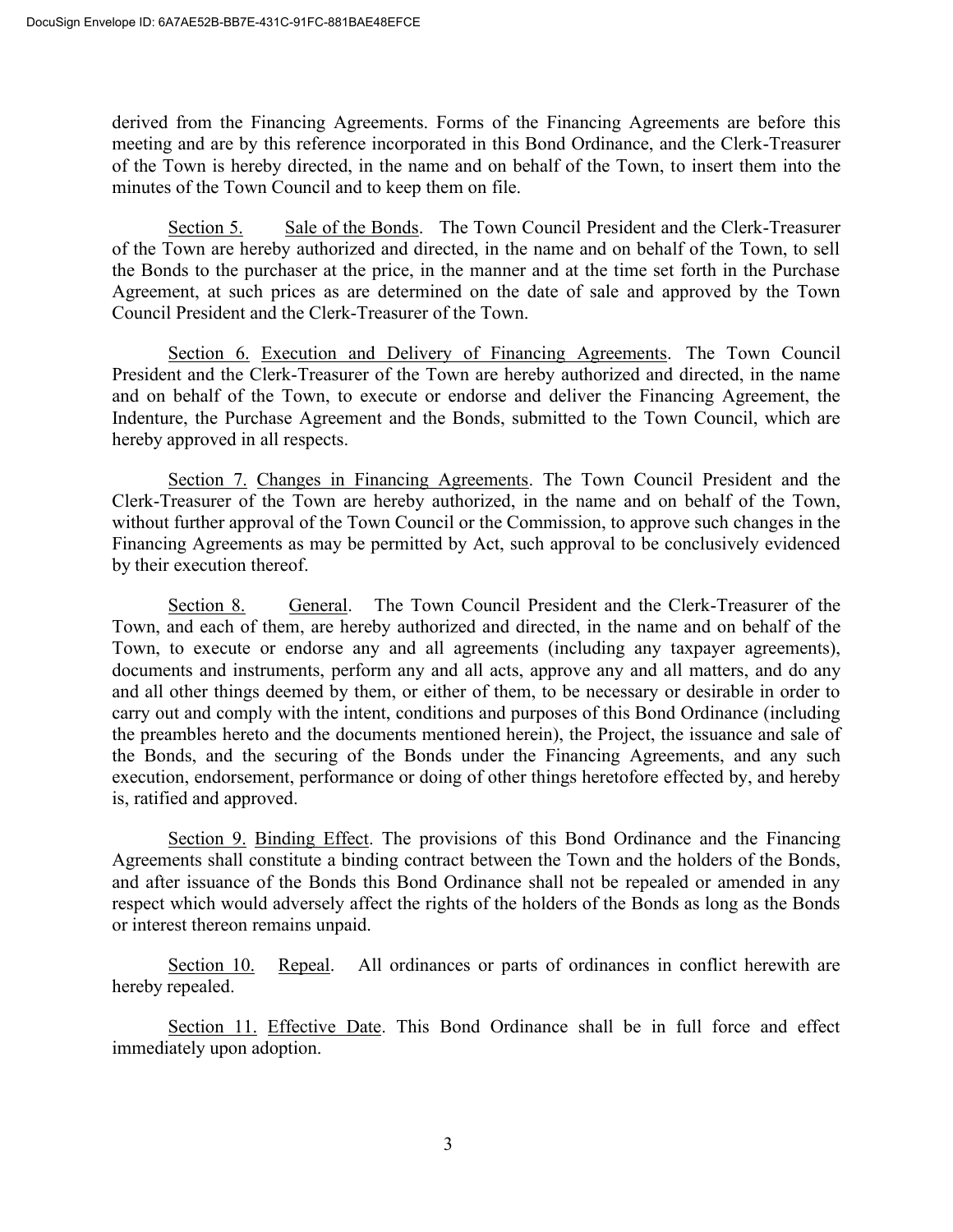derived from the Financing Agreements. Forms of the Financing Agreements are before this meeting and are by this reference incorporated in this Bond Ordinance, and the Clerk-Treasurer of the Town is hereby directed, in the name and on behalf of the Town, to insert them into the minutes of the Town Council and to keep them on file.

Section 5. Sale of the Bonds. The Town Council President and the Clerk-Treasurer of the Town are hereby authorized and directed, in the name and on behalf of the Town, to sell the Bonds to the purchaser at the price, in the manner and at the time set forth in the Purchase Agreement, at such prices as are determined on the date of sale and approved by the Town Council President and the Clerk-Treasurer of the Town.

Section 6. Execution and Delivery of Financing Agreements. The Town Council President and the Clerk-Treasurer of the Town are hereby authorized and directed, in the name and on behalf of the Town, to execute or endorse and deliver the Financing Agreement, the Indenture, the Purchase Agreement and the Bonds, submitted to the Town Council, which are hereby approved in all respects.

Section 7. Changes in Financing Agreements. The Town Council President and the Clerk-Treasurer of the Town are hereby authorized, in the name and on behalf of the Town, without further approval of the Town Council or the Commission, to approve such changes in the Financing Agreements as may be permitted by Act, such approval to be conclusively evidenced by their execution thereof.

Section 8. General. The Town Council President and the Clerk-Treasurer of the Town, and each of them, are hereby authorized and directed, in the name and on behalf of the Town, to execute or endorse any and all agreements (including any taxpayer agreements), documents and instruments, perform any and all acts, approve any and all matters, and do any and all other things deemed by them, or either of them, to be necessary or desirable in order to carry out and comply with the intent, conditions and purposes of this Bond Ordinance (including the preambles hereto and the documents mentioned herein), the Project, the issuance and sale of the Bonds, and the securing of the Bonds under the Financing Agreements, and any such execution, endorsement, performance or doing of other things heretofore effected by, and hereby is, ratified and approved.

Section 9. Binding Effect. The provisions of this Bond Ordinance and the Financing Agreements shall constitute a binding contract between the Town and the holders of the Bonds, and after issuance of the Bonds this Bond Ordinance shall not be repealed or amended in any respect which would adversely affect the rights of the holders of the Bonds as long as the Bonds or interest thereon remains unpaid.

Section 10. Repeal. All ordinances or parts of ordinances in conflict herewith are hereby repealed.

Section 11. Effective Date. This Bond Ordinance shall be in full force and effect immediately upon adoption.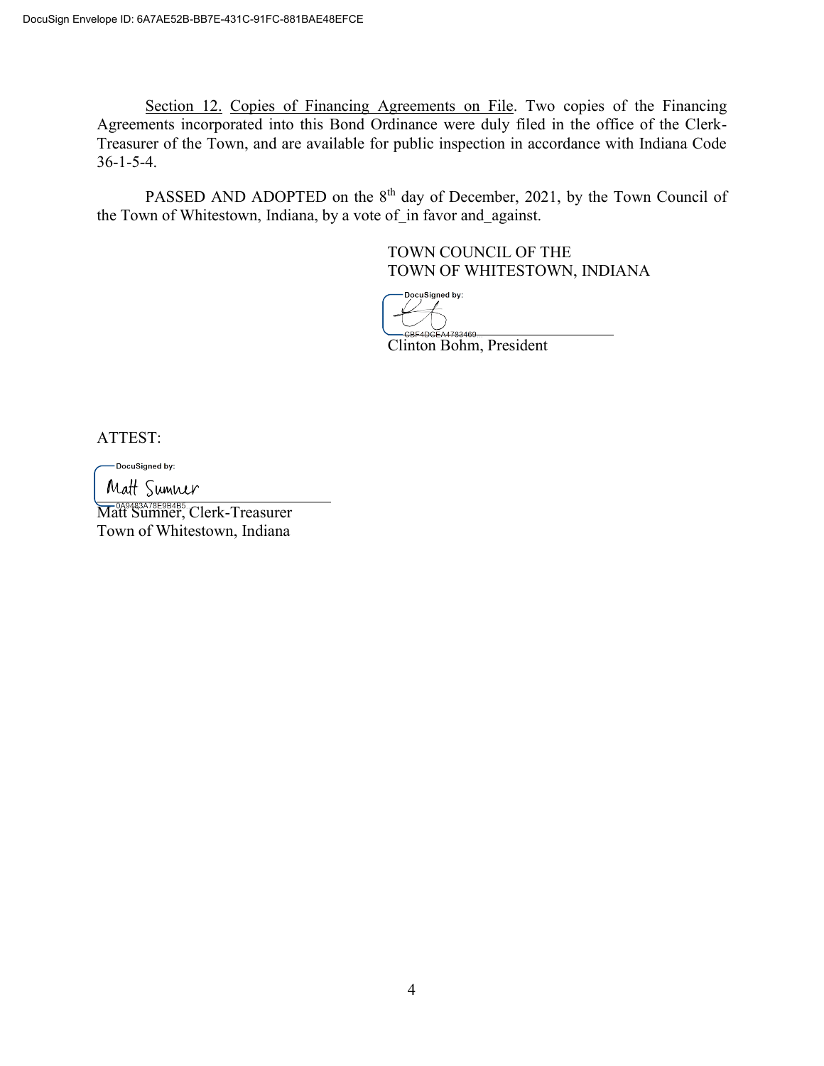DocuSign Envelope ID: 6A7AE52B-BB7E-431C-91FC-881BAE48EFCE

Section 12. Copies of Financing Agreements on File. Two copies of the Financing Agreements incorporated into this Bond Ordinance were duly filed in the office of the Clerk-Treasurer of the Town, and are available for public inspection in accordance with Indiana Code 36-1-5-4.

PASSED AND ADOPTED on the 8th day of December, 2021, by the Town Council of the Town of Whitestown, Indiana, by a vote of_in favor and_against.

TOWN COUNCIL OF THE
TOWN OF WHITESTOWN, INDIANA

DocuSigned by:

CBF4DCEA4782469

Clinton Bohm, President

ATTEST:

DocuSigned by:

Matt Sumner

0A9483A78F9B4B5

Matt Sumner, Clerk-Treasurer
Town of Whitestown, Indiana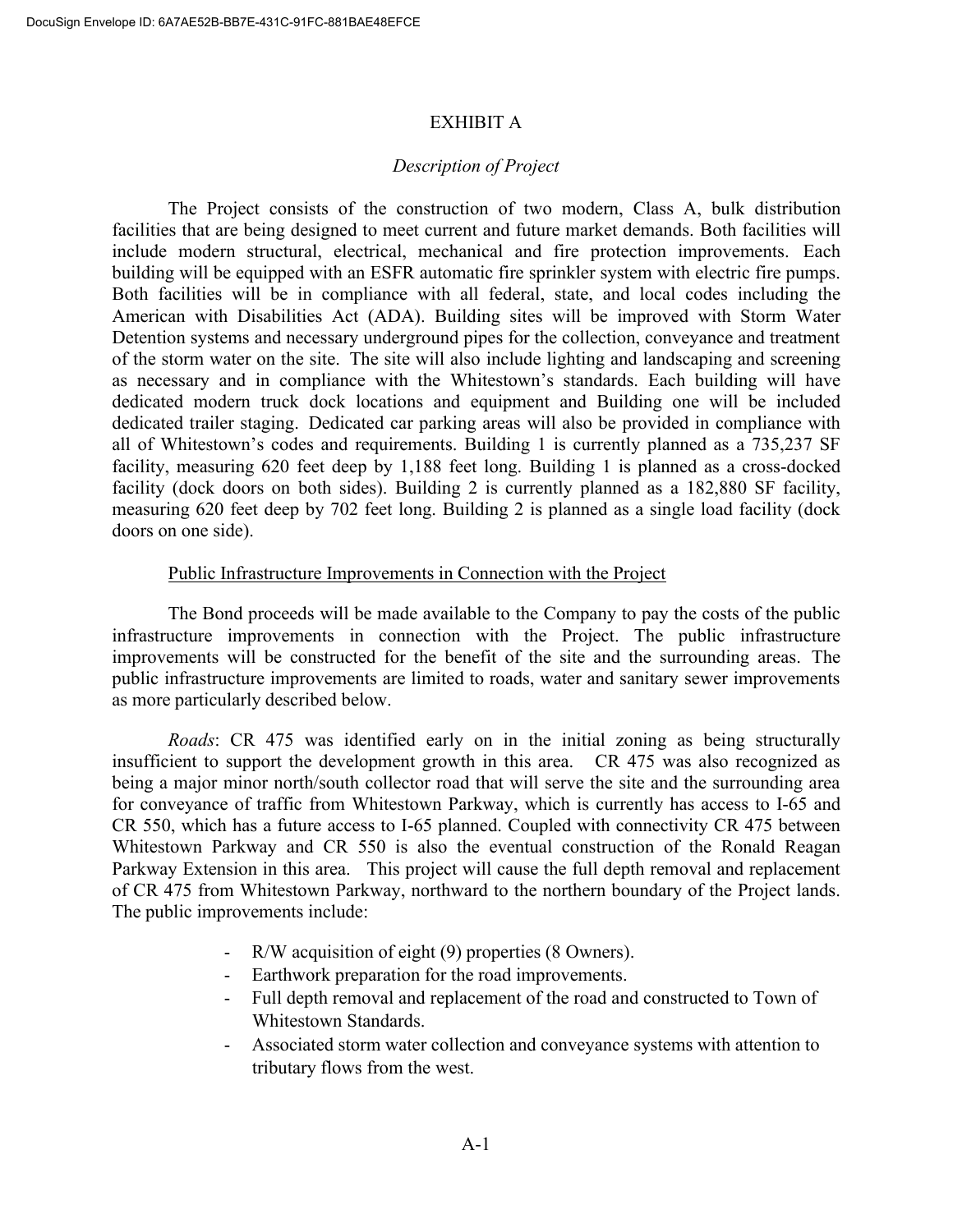# EXHIBIT A

*Description of Project*

The Project consists of the construction of two modern, Class A, bulk distribution facilities that are being designed to meet current and future market demands. Both facilities will include modern structural, electrical, mechanical and fire protection improvements. Each building will be equipped with an ESFR automatic fire sprinkler system with electric fire pumps. Both facilities will be in compliance with all federal, state, and local codes including the American with Disabilities Act (ADA). Building sites will be improved with Storm Water Detention systems and necessary underground pipes for the collection, conveyance and treatment of the storm water on the site. The site will also include lighting and landscaping and screening as necessary and in compliance with the Whitestown's standards. Each building will have dedicated modern truck dock locations and equipment and Building one will be included dedicated trailer staging. Dedicated car parking areas will also be provided in compliance with all of Whitestown's codes and requirements. Building 1 is currently planned as a 735,237 SF facility, measuring 620 feet deep by 1,188 feet long. Building 1 is planned as a cross-docked facility (dock doors on both sides). Building 2 is currently planned as a 182,880 SF facility, measuring 620 feet deep by 702 feet long. Building 2 is planned as a single load facility (dock doors on one side).

<u>Public Infrastructure Improvements in Connection with the Project</u>

The Bond proceeds will be made available to the Company to pay the costs of the public infrastructure improvements in connection with the Project. The public infrastructure improvements will be constructed for the benefit of the site and the surrounding areas. The public infrastructure improvements are limited to roads, water and sanitary sewer improvements as more particularly described below.

*Roads*: CR 475 was identified early on in the initial zoning as being structurally insufficient to support the development growth in this area. CR 475 was also recognized as being a major minor north/south collector road that will serve the site and the surrounding area for conveyance of traffic from Whitestown Parkway, which is currently has access to I-65 and CR 550, which has a future access to I-65 planned. Coupled with connectivity CR 475 between Whitestown Parkway and CR 550 is also the eventual construction of the Ronald Reagan Parkway Extension in this area. This project will cause the full depth removal and replacement of CR 475 from Whitestown Parkway, northward to the northern boundary of the Project lands. The public improvements include:

- R/W acquisition of eight (9) properties (8 Owners).
- Earthwork preparation for the road improvements.
- Full depth removal and replacement of the road and constructed to Town of Whitestown Standards.
- Associated storm water collection and conveyance systems with attention to tributary flows from the west.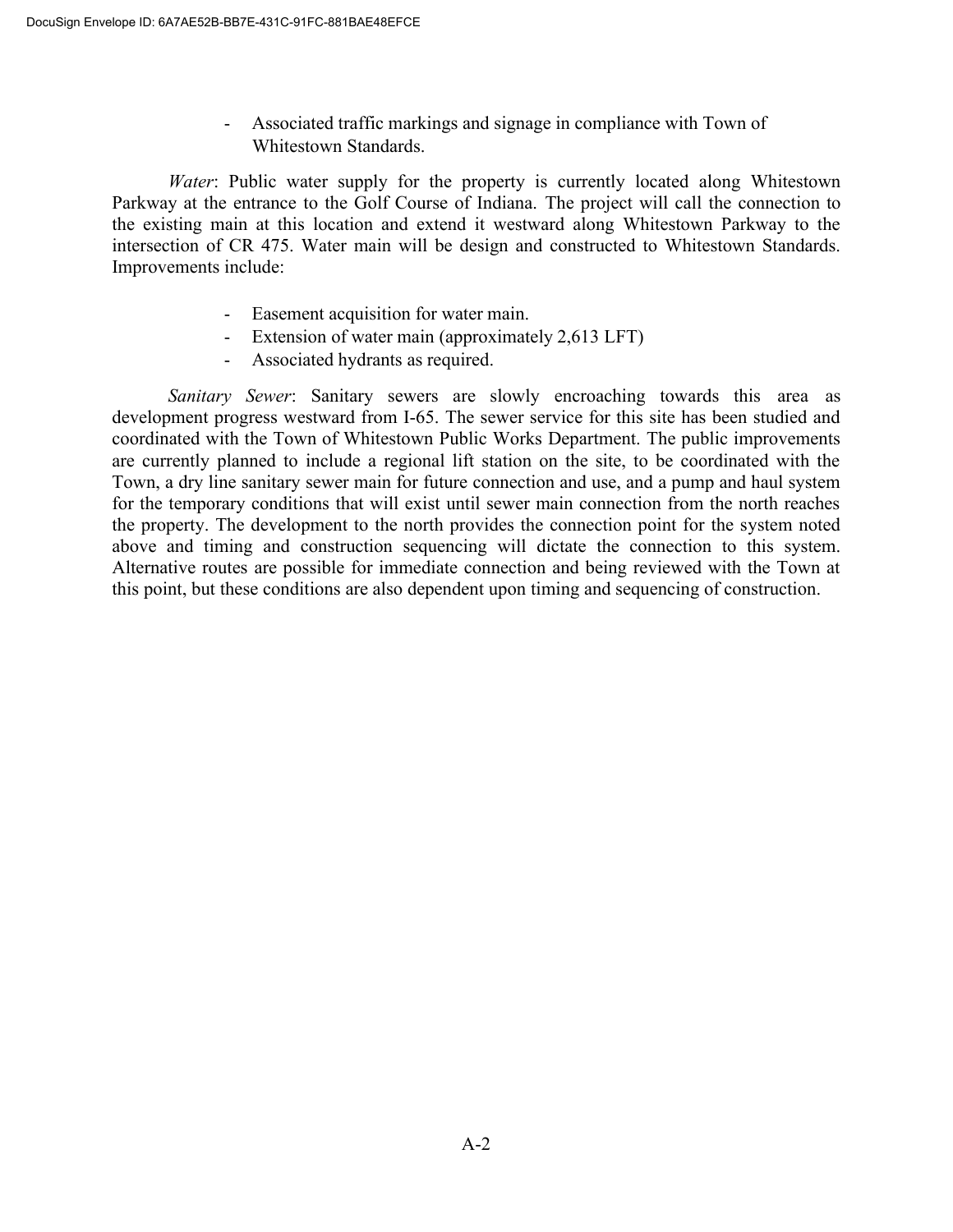- Associated traffic markings and signage in compliance with Town of Whitestown Standards.

*Water*: Public water supply for the property is currently located along Whitestown Parkway at the entrance to the Golf Course of Indiana. The project will call the connection to the existing main at this location and extend it westward along Whitestown Parkway to the intersection of CR 475. Water main will be design and constructed to Whitestown Standards. Improvements include:

- Easement acquisition for water main.
- Extension of water main (approximately 2,613 LFT)
- Associated hydrants as required.

*Sanitary Sewer*: Sanitary sewers are slowly encroaching towards this area as development progress westward from I-65. The sewer service for this site has been studied and coordinated with the Town of Whitestown Public Works Department. The public improvements are currently planned to include a regional lift station on the site, to be coordinated with the Town, a dry line sanitary sewer main for future connection and use, and a pump and haul system for the temporary conditions that will exist until sewer main connection from the north reaches the property. The development to the north provides the connection point for the system noted above and timing and construction sequencing will dictate the connection to this system. Alternative routes are possible for immediate connection and being reviewed with the Town at this point, but these conditions are also dependent upon timing and sequencing of construction.